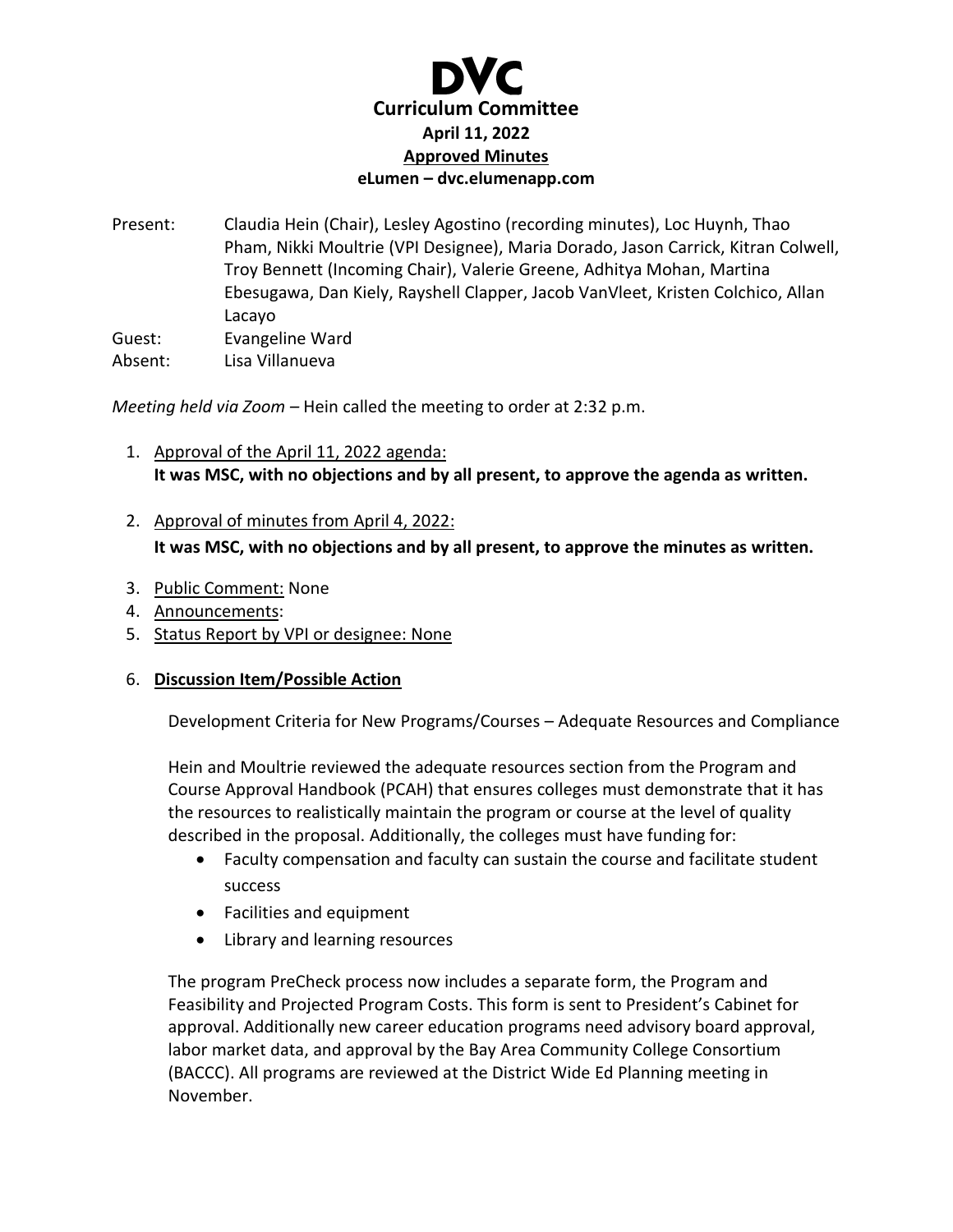# DVC

## Curriculum Committee

**April 11, 2022**

**Approved Minutes**

**eLumen – dvc.elumenapp.com**

Present: Claudia Hein (Chair), Lesley Agostino (recording minutes), Loc Huynh, Thao Pham, Nikki Moultrie (VPI Designee), Maria Dorado, Jason Carrick, Kitran Colwell, Troy Bennett (Incoming Chair), Valerie Greene, Adhitya Mohan, Martina Ebesugawa, Dan Kiely, Rayshell Clapper, Jacob VanVleet, Kristen Colchico, Allan Lacayo

Guest: Evangeline Ward

Absent: Lisa Villanueva

*Meeting held via Zoom* – Hein called the meeting to order at 2:32 p.m.

1. Approval of the April 11, 2022 agenda:
   **It was MSC, with no objections and by all present, to approve the agenda as written.**

2. Approval of minutes from April 4, 2022:
   **It was MSC, with no objections and by all present, to approve the minutes as written.**

3. Public Comment: None
4. Announcements:
5. Status Report by VPI or designee: None

6. **Discussion Item/Possible Action**

   Development Criteria for New Programs/Courses – Adequate Resources and Compliance

   Hein and Moultrie reviewed the adequate resources section from the Program and Course Approval Handbook (PCAH) that ensures colleges must demonstrate that it has the resources to realistically maintain the program or course at the level of quality described in the proposal. Additionally, the colleges must have funding for:

   - Faculty compensation and faculty can sustain the course and facilitate student success
   - Facilities and equipment
   - Library and learning resources

   The program PreCheck process now includes a separate form, the Program and Feasibility and Projected Program Costs. This form is sent to President's Cabinet for approval. Additionally new career education programs need advisory board approval, labor market data, and approval by the Bay Area Community College Consortium (BACCC). All programs are reviewed at the District Wide Ed Planning meeting in November.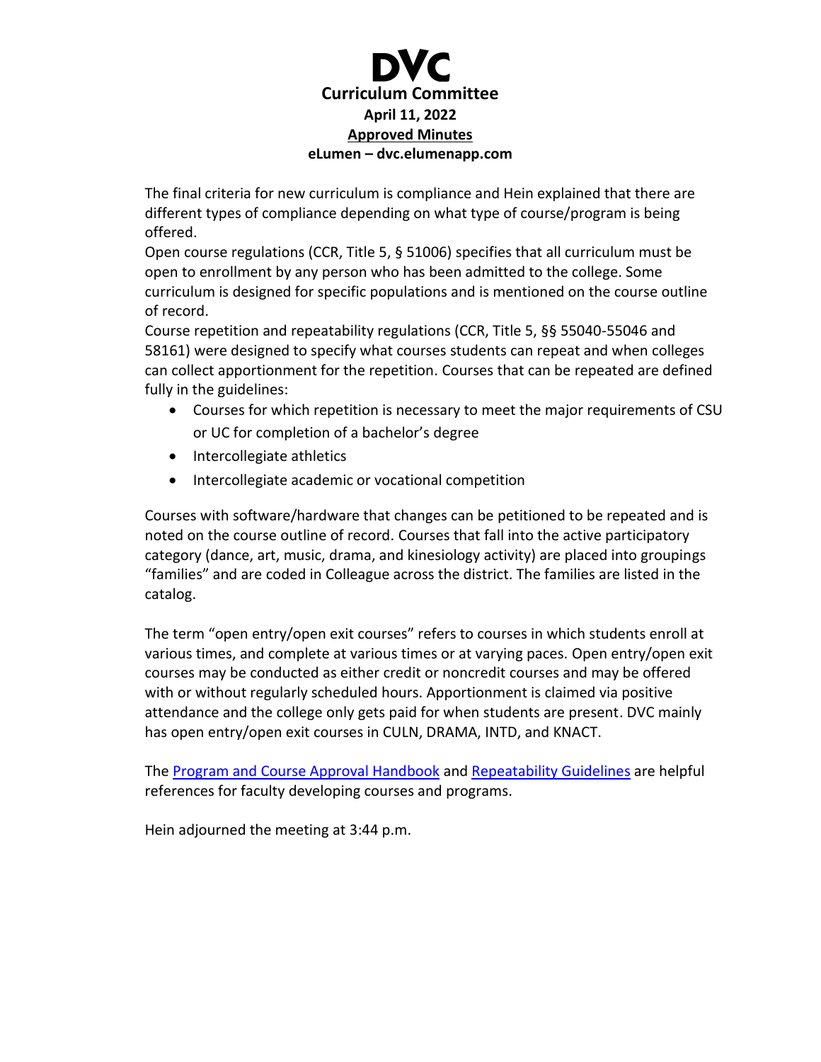# DVC

## Curriculum Committee

**April 11, 2022**

**Approved Minutes**

**eLumen – dvc.elumenapp.com**

The final criteria for new curriculum is compliance and Hein explained that there are different types of compliance depending on what type of course/program is being offered.

Open course regulations (CCR, Title 5, § 51006) specifies that all curriculum must be open to enrollment by any person who has been admitted to the college. Some curriculum is designed for specific populations and is mentioned on the course outline of record.

Course repetition and repeatability regulations (CCR, Title 5, §§ 55040-55046 and 58161) were designed to specify what courses students can repeat and when colleges can collect apportionment for the repetition. Courses that can be repeated are defined fully in the guidelines:

- Courses for which repetition is necessary to meet the major requirements of CSU or UC for completion of a bachelor's degree
- Intercollegiate athletics
- Intercollegiate academic or vocational competition

Courses with software/hardware that changes can be petitioned to be repeated and is noted on the course outline of record. Courses that fall into the active participatory category (dance, art, music, drama, and kinesiology activity) are placed into groupings "families" and are coded in Colleague across the district. The families are listed in the catalog.

The term "open entry/open exit courses" refers to courses in which students enroll at various times, and complete at various times or at varying paces. Open entry/open exit courses may be conducted as either credit or noncredit courses and may be offered with or without regularly scheduled hours. Apportionment is claimed via positive attendance and the college only gets paid for when students are present. DVC mainly has open entry/open exit courses in CULN, DRAMA, INTD, and KNACT.

The Program and Course Approval Handbook and Repeatability Guidelines are helpful references for faculty developing courses and programs.

Hein adjourned the meeting at 3:44 p.m.